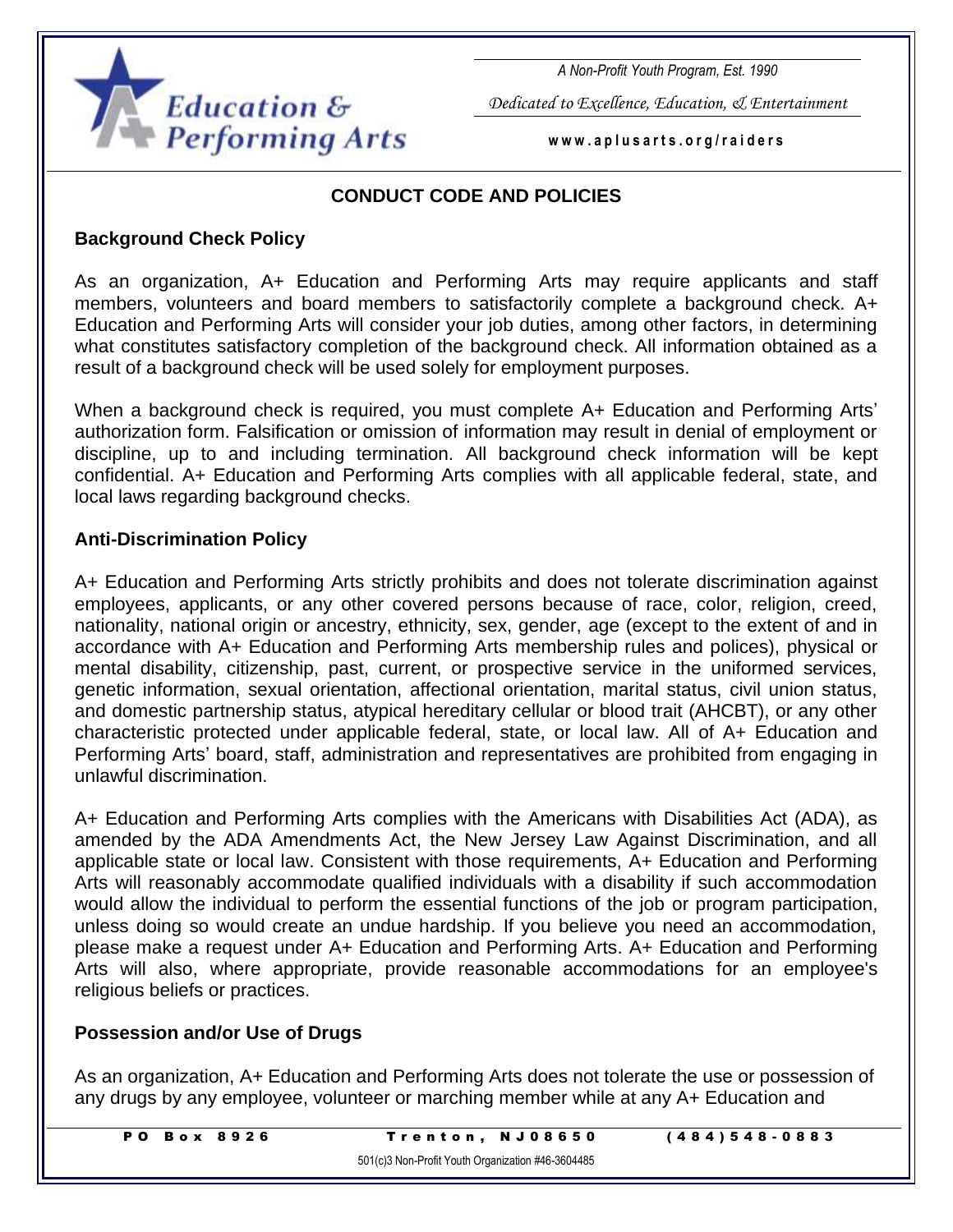# CONDUCT CODE AND POLICIES

## Background Check Policy

As an organization, A+ Education and Performing Arts may require applicants and staff members, volunteers and board members to satisfactorily complete a background check. A+ Education and Performing Arts will consider your job duties, among other factors, in determining what constitutes satisfactory completion of the background check. All information obtained as a result of a background check will be used solely for employment purposes.

When a background check is required, you must complete A+ Education and Performing Arts' authorization form. Falsification or omission of information may result in denial of employment or discipline, up to and including termination. All background check information will be kept confidential. A+ Education and Performing Arts complies with all applicable federal, state, and local laws regarding background checks.

## Anti-Discrimination Policy

A+ Education and Performing Arts strictly prohibits and does not tolerate discrimination against employees, applicants, or any other covered persons because of race, color, religion, creed, nationality, national origin or ancestry, ethnicity, sex, gender, age (except to the extent of and in accordance with A+ Education and Performing Arts membership rules and polices), physical or mental disability, citizenship, past, current, or prospective service in the uniformed services, genetic information, sexual orientation, affectional orientation, marital status, civil union status, and domestic partnership status, atypical hereditary cellular or blood trait (AHCBT), or any other characteristic protected under applicable federal, state, or local law. All of A+ Education and Performing Arts' board, staff, administration and representatives are prohibited from engaging in unlawful discrimination.

A+ Education and Performing Arts complies with the Americans with Disabilities Act (ADA), as amended by the ADA Amendments Act, the New Jersey Law Against Discrimination, and all applicable state or local law. Consistent with those requirements, A+ Education and Performing Arts will reasonably accommodate qualified individuals with a disability if such accommodation would allow the individual to perform the essential functions of the job or program participation, unless doing so would create an undue hardship. If you believe you need an accommodation, please make a request under A+ Education and Performing Arts. A+ Education and Performing Arts will also, where appropriate, provide reasonable accommodations for an employee's religious beliefs or practices.

## Possession and/or Use of Drugs

As an organization, A+ Education and Performing Arts does not tolerate the use or possession of any drugs by any employee, volunteer or marching member while at any A+ Education and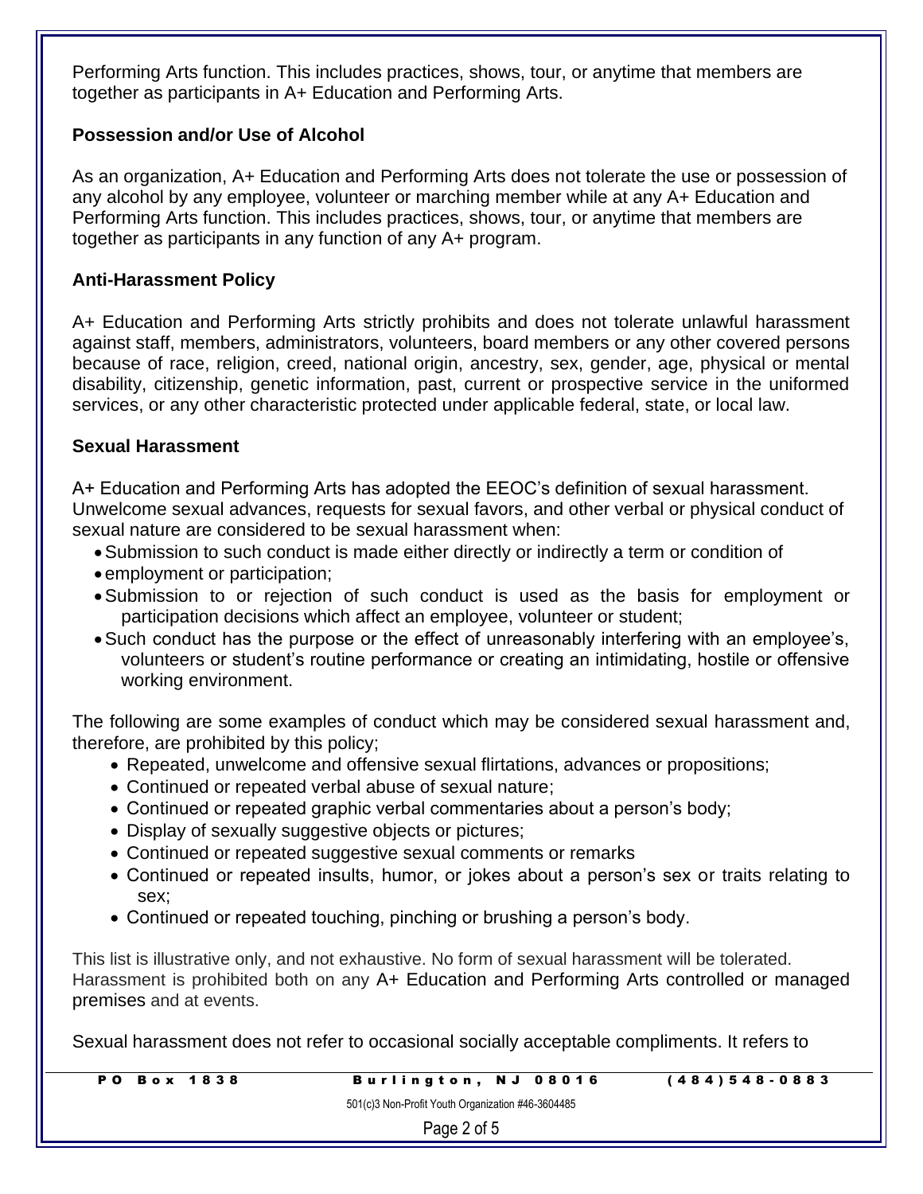Performing Arts function. This includes practices, shows, tour, or anytime that members are together as participants in A+ Education and Performing Arts.

### Possession and/or Use of Alcohol

As an organization, A+ Education and Performing Arts does not tolerate the use or possession of any alcohol by any employee, volunteer or marching member while at any A+ Education and Performing Arts function. This includes practices, shows, tour, or anytime that members are together as participants in any function of any A+ program.

### Anti-Harassment Policy

A+ Education and Performing Arts strictly prohibits and does not tolerate unlawful harassment against staff, members, administrators, volunteers, board members or any other covered persons because of race, religion, creed, national origin, ancestry, sex, gender, age, physical or mental disability, citizenship, genetic information, past, current or prospective service in the uniformed services, or any other characteristic protected under applicable federal, state, or local law.

### Sexual Harassment

A+ Education and Performing Arts has adopted the EEOC's definition of sexual harassment. Unwelcome sexual advances, requests for sexual favors, and other verbal or physical conduct of sexual nature are considered to be sexual harassment when:

- Submission to such conduct is made either directly or indirectly a term or condition of
- employment or participation;
- Submission to or rejection of such conduct is used as the basis for employment or participation decisions which affect an employee, volunteer or student;
- Such conduct has the purpose or the effect of unreasonably interfering with an employee's, volunteers or student's routine performance or creating an intimidating, hostile or offensive working environment.

The following are some examples of conduct which may be considered sexual harassment and, therefore, are prohibited by this policy;

- Repeated, unwelcome and offensive sexual flirtations, advances or propositions;
- Continued or repeated verbal abuse of sexual nature;
- Continued or repeated graphic verbal commentaries about a person's body;
- Display of sexually suggestive objects or pictures;
- Continued or repeated suggestive sexual comments or remarks
- Continued or repeated insults, humor, or jokes about a person's sex or traits relating to sex;
- Continued or repeated touching, pinching or brushing a person's body.

This list is illustrative only, and not exhaustive. No form of sexual harassment will be tolerated. Harassment is prohibited both on any A+ Education and Performing Arts controlled or managed premises and at events.

Sexual harassment does not refer to occasional socially acceptable compliments. It refers to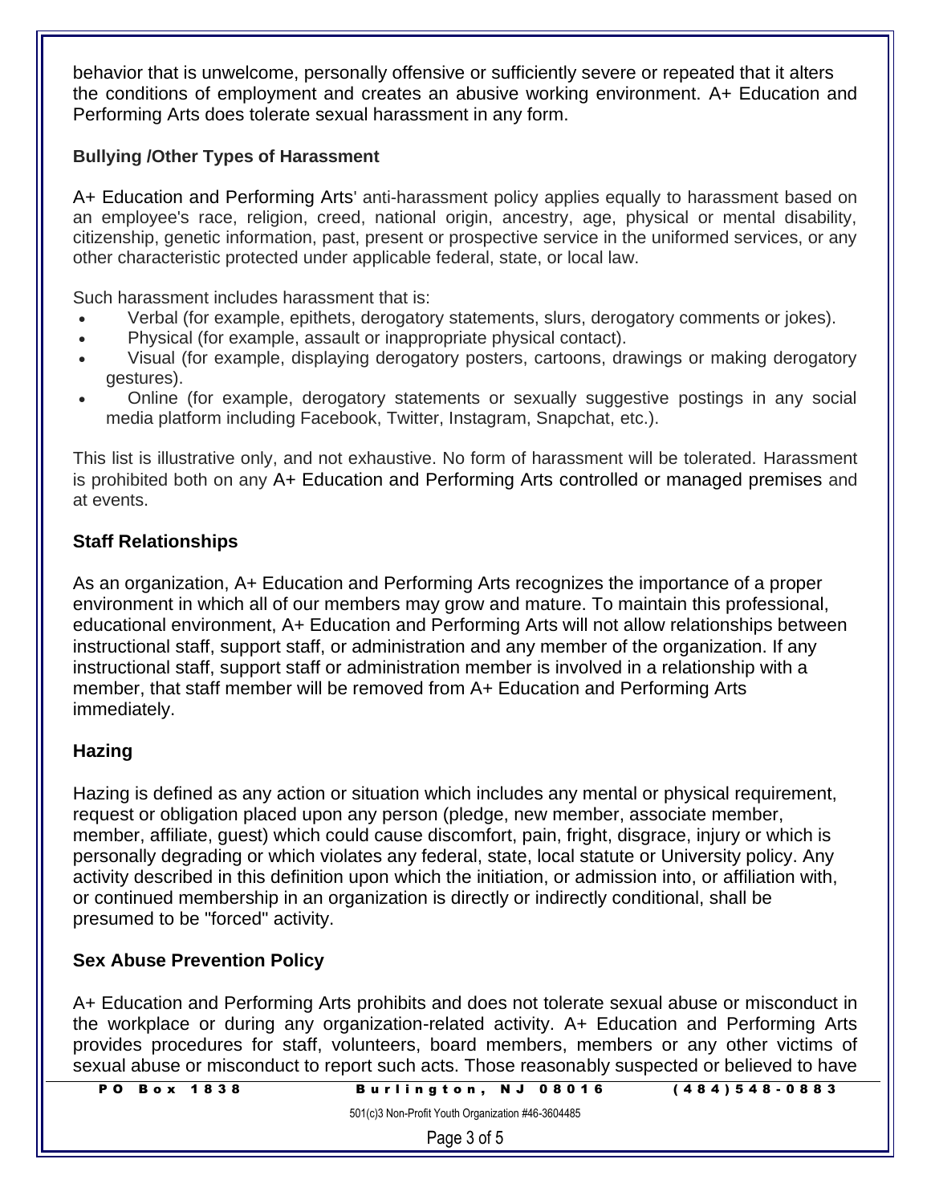behavior that is unwelcome, personally offensive or sufficiently severe or repeated that it alters the conditions of employment and creates an abusive working environment. A+ Education and Performing Arts does tolerate sexual harassment in any form.

**Bullying /Other Types of Harassment**

A+ Education and Performing Arts' anti-harassment policy applies equally to harassment based on an employee's race, religion, creed, national origin, ancestry, age, physical or mental disability, citizenship, genetic information, past, present or prospective service in the uniformed services, or any other characteristic protected under applicable federal, state, or local law.

Such harassment includes harassment that is:

- Verbal (for example, epithets, derogatory statements, slurs, derogatory comments or jokes).
- Physical (for example, assault or inappropriate physical contact).
- Visual (for example, displaying derogatory posters, cartoons, drawings or making derogatory gestures).
- Online (for example, derogatory statements or sexually suggestive postings in any social media platform including Facebook, Twitter, Instagram, Snapchat, etc.).

This list is illustrative only, and not exhaustive. No form of harassment will be tolerated. Harassment is prohibited both on any A+ Education and Performing Arts controlled or managed premises and at events.

## Staff Relationships

As an organization, A+ Education and Performing Arts recognizes the importance of a proper environment in which all of our members may grow and mature. To maintain this professional, educational environment, A+ Education and Performing Arts will not allow relationships between instructional staff, support staff, or administration and any member of the organization. If any instructional staff, support staff or administration member is involved in a relationship with a member, that staff member will be removed from A+ Education and Performing Arts immediately.

## Hazing

Hazing is defined as any action or situation which includes any mental or physical requirement, request or obligation placed upon any person (pledge, new member, associate member, member, affiliate, guest) which could cause discomfort, pain, fright, disgrace, injury or which is personally degrading or which violates any federal, state, local statute or University policy. Any activity described in this definition upon which the initiation, or admission into, or affiliation with, or continued membership in an organization is directly or indirectly conditional, shall be presumed to be "forced" activity.

## Sex Abuse Prevention Policy

A+ Education and Performing Arts prohibits and does not tolerate sexual abuse or misconduct in the workplace or during any organization-related activity. A+ Education and Performing Arts provides procedures for staff, volunteers, board members, members or any other victims of sexual abuse or misconduct to report such acts. Those reasonably suspected or believed to have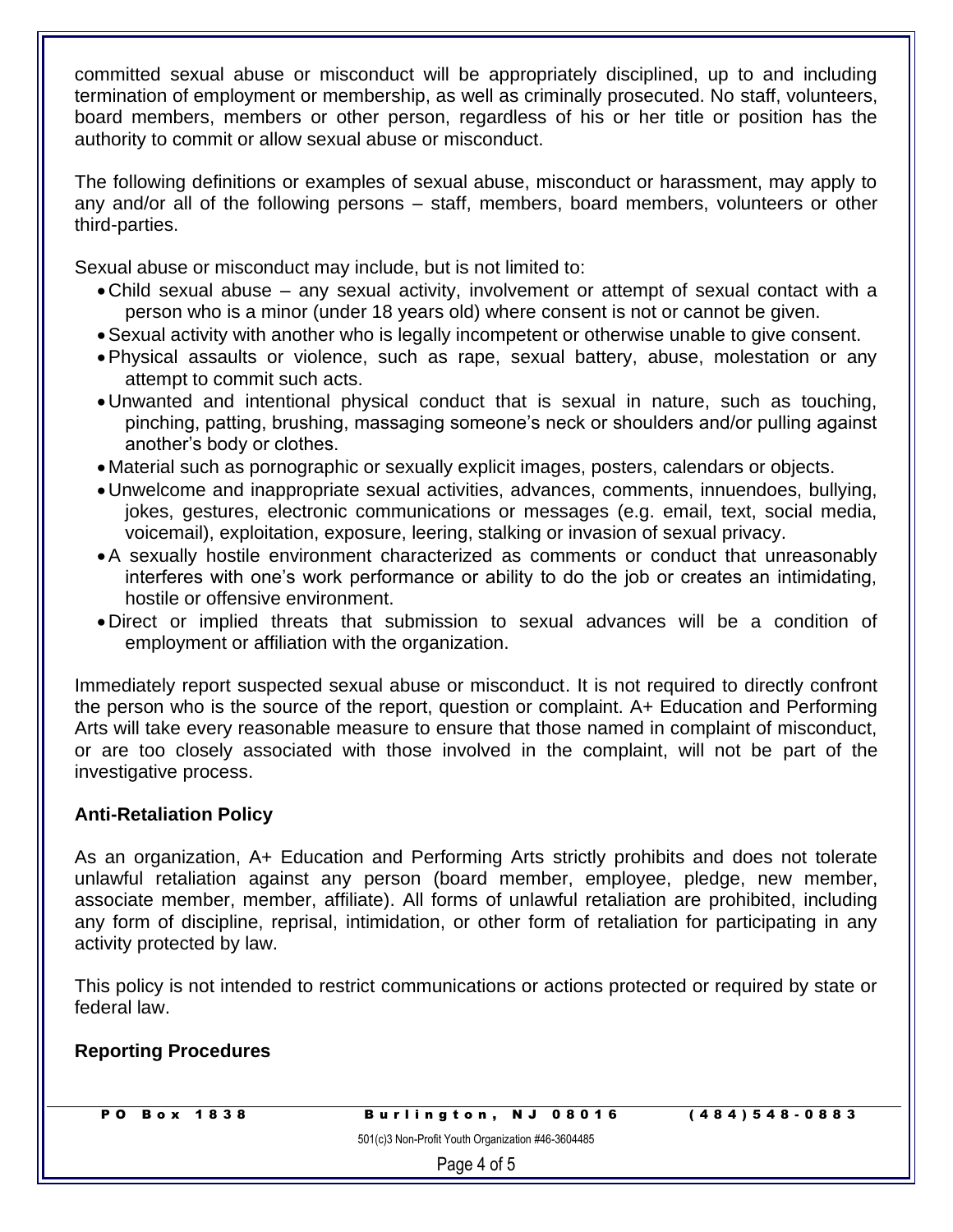committed sexual abuse or misconduct will be appropriately disciplined, up to and including termination of employment or membership, as well as criminally prosecuted. No staff, volunteers, board members, members or other person, regardless of his or her title or position has the authority to commit or allow sexual abuse or misconduct.

The following definitions or examples of sexual abuse, misconduct or harassment, may apply to any and/or all of the following persons – staff, members, board members, volunteers or other third-parties.

Sexual abuse or misconduct may include, but is not limited to:

- Child sexual abuse – any sexual activity, involvement or attempt of sexual contact with a person who is a minor (under 18 years old) where consent is not or cannot be given.
- Sexual activity with another who is legally incompetent or otherwise unable to give consent.
- Physical assaults or violence, such as rape, sexual battery, abuse, molestation or any attempt to commit such acts.
- Unwanted and intentional physical conduct that is sexual in nature, such as touching, pinching, patting, brushing, massaging someone's neck or shoulders and/or pulling against another's body or clothes.
- Material such as pornographic or sexually explicit images, posters, calendars or objects.
- Unwelcome and inappropriate sexual activities, advances, comments, innuendoes, bullying, jokes, gestures, electronic communications or messages (e.g. email, text, social media, voicemail), exploitation, exposure, leering, stalking or invasion of sexual privacy.
- A sexually hostile environment characterized as comments or conduct that unreasonably interferes with one's work performance or ability to do the job or creates an intimidating, hostile or offensive environment.
- Direct or implied threats that submission to sexual advances will be a condition of employment or affiliation with the organization.

Immediately report suspected sexual abuse or misconduct. It is not required to directly confront the person who is the source of the report, question or complaint. A+ Education and Performing Arts will take every reasonable measure to ensure that those named in complaint of misconduct, or are too closely associated with those involved in the complaint, will not be part of the investigative process.

**Anti-Retaliation Policy**

As an organization, A+ Education and Performing Arts strictly prohibits and does not tolerate unlawful retaliation against any person (board member, employee, pledge, new member, associate member, member, affiliate). All forms of unlawful retaliation are prohibited, including any form of discipline, reprisal, intimidation, or other form of retaliation for participating in any activity protected by law.

This policy is not intended to restrict communications or actions protected or required by state or federal law.

**Reporting Procedures**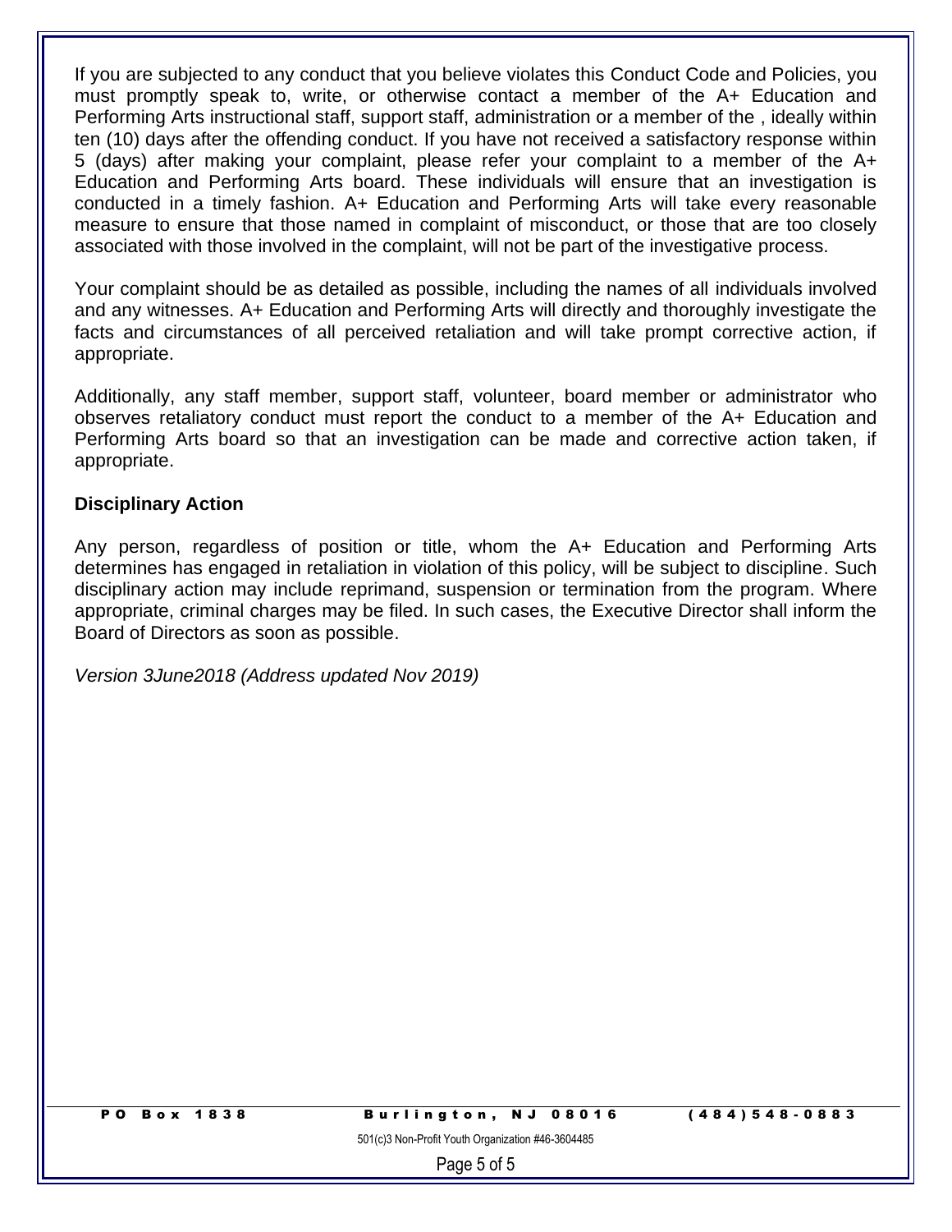If you are subjected to any conduct that you believe violates this Conduct Code and Policies, you must promptly speak to, write, or otherwise contact a member of the A+ Education and Performing Arts instructional staff, support staff, administration or a member of the , ideally within ten (10) days after the offending conduct. If you have not received a satisfactory response within 5 (days) after making your complaint, please refer your complaint to a member of the A+ Education and Performing Arts board. These individuals will ensure that an investigation is conducted in a timely fashion. A+ Education and Performing Arts will take every reasonable measure to ensure that those named in complaint of misconduct, or those that are too closely associated with those involved in the complaint, will not be part of the investigative process.

Your complaint should be as detailed as possible, including the names of all individuals involved and any witnesses. A+ Education and Performing Arts will directly and thoroughly investigate the facts and circumstances of all perceived retaliation and will take prompt corrective action, if appropriate.

Additionally, any staff member, support staff, volunteer, board member or administrator who observes retaliatory conduct must report the conduct to a member of the A+ Education and Performing Arts board so that an investigation can be made and corrective action taken, if appropriate.

**Disciplinary Action**

Any person, regardless of position or title, whom the A+ Education and Performing Arts determines has engaged in retaliation in violation of this policy, will be subject to discipline. Such disciplinary action may include reprimand, suspension or termination from the program. Where appropriate, criminal charges may be filed. In such cases, the Executive Director shall inform the Board of Directors as soon as possible.

*Version 3June2018 (Address updated Nov 2019)*